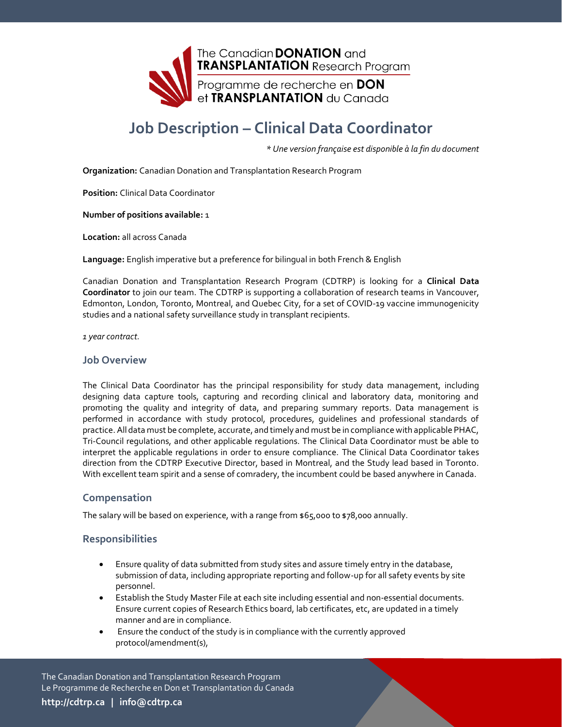The Canadian **DONATION** and **TRANSPLANTATION** Research Program

Programme de recherche en **DON** et **TRANSPLANTATION** du Canada

# Job Description – Clinical Data Coordinator

*\* Une version française est disponible à la fin du document*

**Organization:** Canadian Donation and Transplantation Research Program

**Position:** Clinical Data Coordinator

**Number of positions available:** 1

**Location:** all across Canada

**Language:** English imperative but a preference for bilingual in both French & English

Canadian Donation and Transplantation Research Program (CDTRP) is looking for a **Clinical Data Coordinator** to join our team. The CDTRP is supporting a collaboration of research teams in Vancouver, Edmonton, London, Toronto, Montreal, and Quebec City, for a set of COVID-19 vaccine immunogenicity studies and a national safety surveillance study in transplant recipients.

*1 year contract.*

## Job Overview

The Clinical Data Coordinator has the principal responsibility for study data management, including designing data capture tools, capturing and recording clinical and laboratory data, monitoring and promoting the quality and integrity of data, and preparing summary reports. Data management is performed in accordance with study protocol, procedures, guidelines and professional standards of practice. All data must be complete, accurate, and timely and must be in compliance with applicable PHAC, Tri-Council regulations, and other applicable regulations. The Clinical Data Coordinator must be able to interpret the applicable regulations in order to ensure compliance. The Clinical Data Coordinator takes direction from the CDTRP Executive Director, based in Montreal, and the Study lead based in Toronto. With excellent team spirit and a sense of comradery, the incumbent could be based anywhere in Canada.

## Compensation

The salary will be based on experience, with a range from $65,000 to $78,000 annually.

## Responsibilities

- Ensure quality of data submitted from study sites and assure timely entry in the database, submission of data, including appropriate reporting and follow-up for all safety events by site personnel.
- Establish the Study Master File at each site including essential and non-essential documents. Ensure current copies of Research Ethics board, lab certificates, etc, are updated in a timely manner and are in compliance.
- Ensure the conduct of the study is in compliance with the currently approved protocol/amendment(s),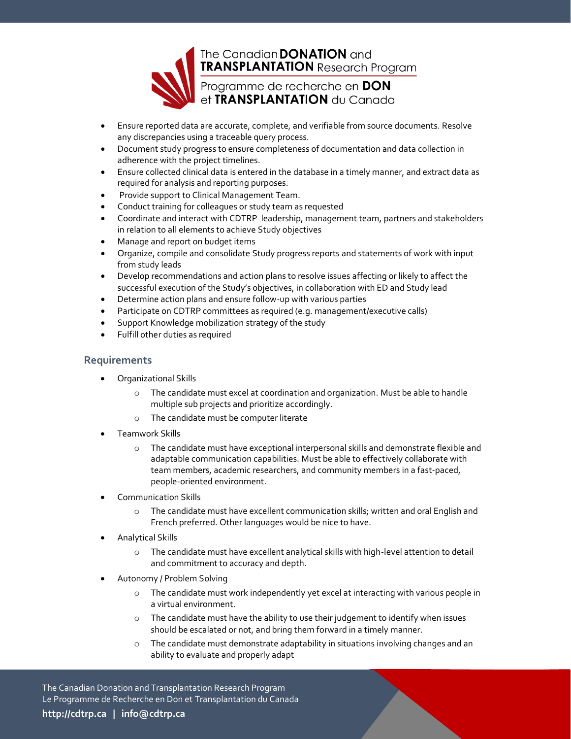- Ensure reported data are accurate, complete, and verifiable from source documents. Resolve any discrepancies using a traceable query process.
- Document study progress to ensure completeness of documentation and data collection in adherence with the project timelines.
- Ensure collected clinical data is entered in the database in a timely manner, and extract data as required for analysis and reporting purposes.
- Provide support to Clinical Management Team.
- Conduct training for colleagues or study team as requested
- Coordinate and interact with CDTRP leadership, management team, partners and stakeholders in relation to all elements to achieve Study objectives
- Manage and report on budget items
- Organize, compile and consolidate Study progress reports and statements of work with input from study leads
- Develop recommendations and action plans to resolve issues affecting or likely to affect the successful execution of the Study's objectives, in collaboration with ED and Study lead
- Determine action plans and ensure follow-up with various parties
- Participate on CDTRP committees as required (e.g. management/executive calls)
- Support Knowledge mobilization strategy of the study
- Fulfill other duties as required

## Requirements

- Organizational Skills
  - The candidate must excel at coordination and organization. Must be able to handle multiple sub projects and prioritize accordingly.
  - The candidate must be computer literate
- Teamwork Skills
  - The candidate must have exceptional interpersonal skills and demonstrate flexible and adaptable communication capabilities. Must be able to effectively collaborate with team members, academic researchers, and community members in a fast-paced, people-oriented environment.
- Communication Skills
  - The candidate must have excellent communication skills; written and oral English and French preferred. Other languages would be nice to have.
- Analytical Skills
  - The candidate must have excellent analytical skills with high-level attention to detail and commitment to accuracy and depth.
- Autonomy / Problem Solving
  - The candidate must work independently yet excel at interacting with various people in a virtual environment.
  - The candidate must have the ability to use their judgement to identify when issues should be escalated or not, and bring them forward in a timely manner.
  - The candidate must demonstrate adaptability in situations involving changes and an ability to evaluate and properly adapt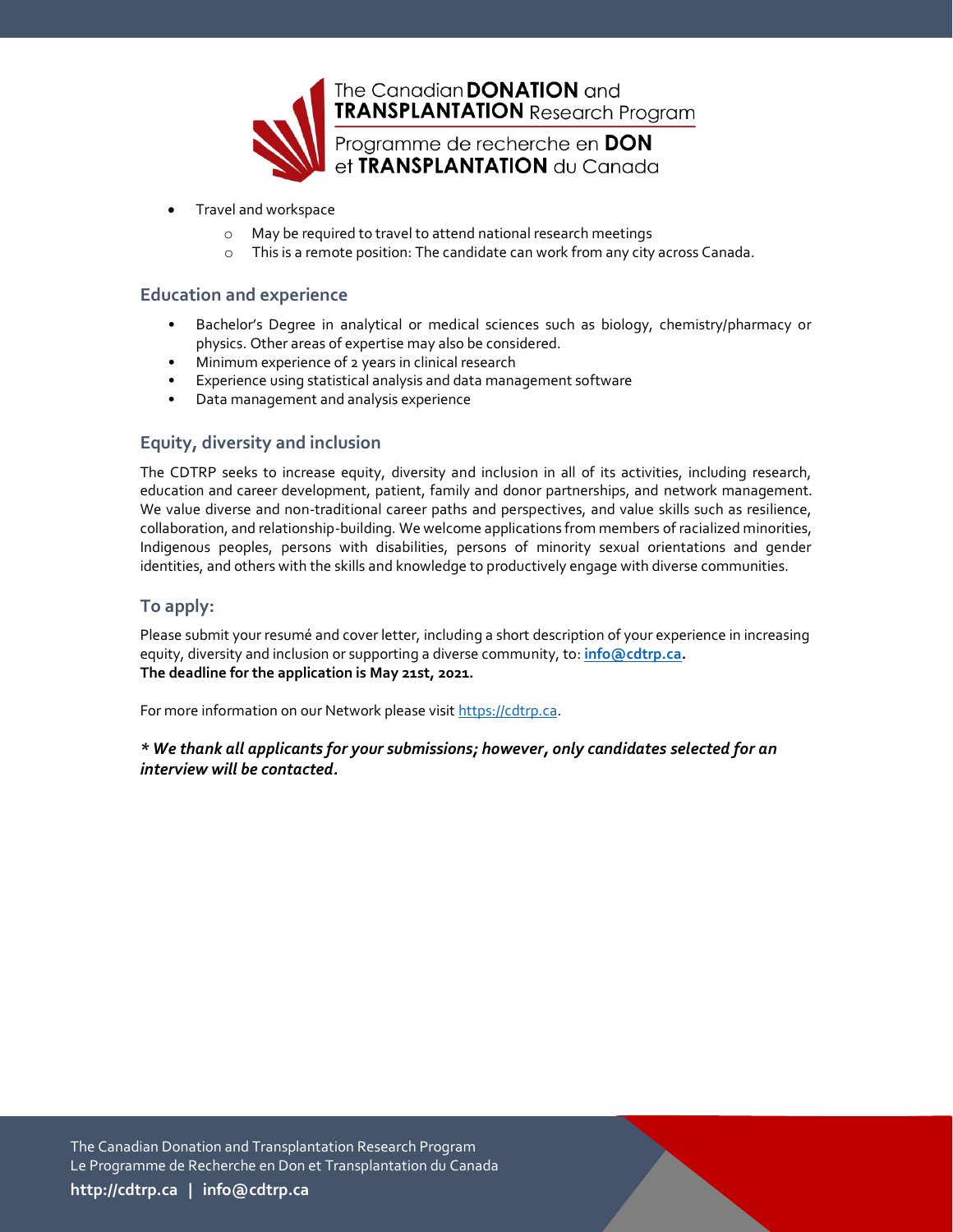- Travel and workspace
  - May be required to travel to attend national research meetings
  - This is a remote position: The candidate can work from any city across Canada.

### Education and experience

- Bachelor's Degree in analytical or medical sciences such as biology, chemistry/pharmacy or physics. Other areas of expertise may also be considered.
- Minimum experience of 2 years in clinical research
- Experience using statistical analysis and data management software
- Data management and analysis experience

### Equity, diversity and inclusion

The CDTRP seeks to increase equity, diversity and inclusion in all of its activities, including research, education and career development, patient, family and donor partnerships, and network management. We value diverse and non-traditional career paths and perspectives, and value skills such as resilience, collaboration, and relationship-building. We welcome applications from members of racialized minorities, Indigenous peoples, persons with disabilities, persons of minority sexual orientations and gender identities, and others with the skills and knowledge to productively engage with diverse communities.

### To apply:

Please submit your resumé and cover letter, including a short description of your experience in increasing equity, diversity and inclusion or supporting a diverse community, to: **info@cdtrp.ca.**
**The deadline for the application is May 21st, 2021.**

For more information on our Network please visit https://cdtrp.ca.

***\* We thank all applicants for your submissions; however, only candidates selected for an interview will be contacted.***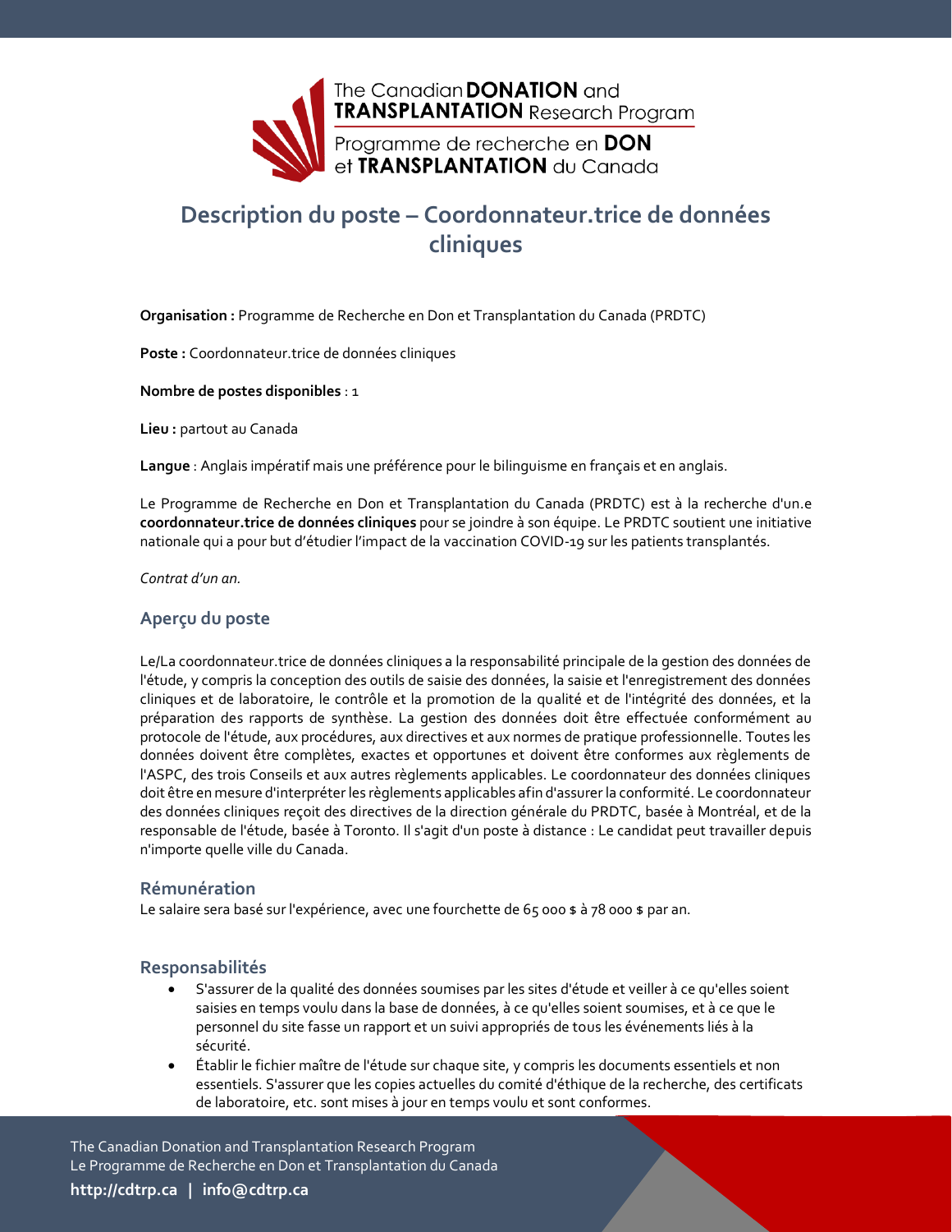The Canadian **DONATION** and **TRANSPLANTATION** Research Program

Programme de recherche en **DON** et **TRANSPLANTATION** du Canada

# Description du poste – Coordonnateur.trice de données cliniques

**Organisation :** Programme de Recherche en Don et Transplantation du Canada (PRDTC)

**Poste :** Coordonnateur.trice de données cliniques

**Nombre de postes disponibles** : 1

**Lieu :** partout au Canada

**Langue** : Anglais impératif mais une préférence pour le bilinguisme en français et en anglais.

Le Programme de Recherche en Don et Transplantation du Canada (PRDTC) est à la recherche d'un.e **coordonnateur.trice de données cliniques** pour se joindre à son équipe. Le PRDTC soutient une initiative nationale qui a pour but d'étudier l'impact de la vaccination COVID-19 sur les patients transplantés.

*Contrat d'un an.*

## Aperçu du poste

Le/La coordonnateur.trice de données cliniques a la responsabilité principale de la gestion des données de l'étude, y compris la conception des outils de saisie des données, la saisie et l'enregistrement des données cliniques et de laboratoire, le contrôle et la promotion de la qualité et de l'intégrité des données, et la préparation des rapports de synthèse. La gestion des données doit être effectuée conformément au protocole de l'étude, aux procédures, aux directives et aux normes de pratique professionnelle. Toutes les données doivent être complètes, exactes et opportunes et doivent être conformes aux règlements de l'ASPC, des trois Conseils et aux autres règlements applicables. Le coordonnateur des données cliniques doit être en mesure d'interpréter les règlements applicables afin d'assurer la conformité. Le coordonnateur des données cliniques reçoit des directives de la direction générale du PRDTC, basée à Montréal, et de la responsable de l'étude, basée à Toronto. Il s'agit d'un poste à distance : Le candidat peut travailler depuis n'importe quelle ville du Canada.

## Rémunération

Le salaire sera basé sur l'expérience, avec une fourchette de 65 000 $ à 78 000 $ par an.

## Responsabilités

- S'assurer de la qualité des données soumises par les sites d'étude et veiller à ce qu'elles soient saisies en temps voulu dans la base de données, à ce qu'elles soient soumises, et à ce que le personnel du site fasse un rapport et un suivi appropriés de tous les événements liés à la sécurité.
- Établir le fichier maître de l'étude sur chaque site, y compris les documents essentiels et non essentiels. S'assurer que les copies actuelles du comité d'éthique de la recherche, des certificats de laboratoire, etc. sont mises à jour en temps voulu et sont conformes.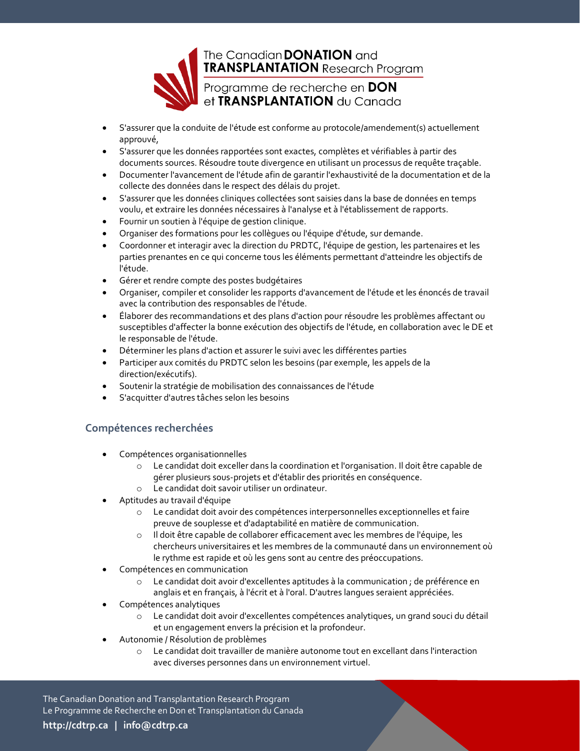- S'assurer que la conduite de l'étude est conforme au protocole/amendement(s) actuellement approuvé,
- S'assurer que les données rapportées sont exactes, complètes et vérifiables à partir des documents sources. Résoudre toute divergence en utilisant un processus de requête traçable.
- Documenter l'avancement de l'étude afin de garantir l'exhaustivité de la documentation et de la collecte des données dans le respect des délais du projet.
- S'assurer que les données cliniques collectées sont saisies dans la base de données en temps voulu, et extraire les données nécessaires à l'analyse et à l'établissement de rapports.
- Fournir un soutien à l'équipe de gestion clinique.
- Organiser des formations pour les collègues ou l'équipe d'étude, sur demande.
- Coordonner et interagir avec la direction du PRDTC, l'équipe de gestion, les partenaires et les parties prenantes en ce qui concerne tous les éléments permettant d'atteindre les objectifs de l'étude.
- Gérer et rendre compte des postes budgétaires
- Organiser, compiler et consolider les rapports d'avancement de l'étude et les énoncés de travail avec la contribution des responsables de l'étude.
- Élaborer des recommandations et des plans d'action pour résoudre les problèmes affectant ou susceptibles d'affecter la bonne exécution des objectifs de l'étude, en collaboration avec le DE et le responsable de l'étude.
- Déterminer les plans d'action et assurer le suivi avec les différentes parties
- Participer aux comités du PRDTC selon les besoins (par exemple, les appels de la direction/exécutifs).
- Soutenir la stratégie de mobilisation des connaissances de l'étude
- S'acquitter d'autres tâches selon les besoins

## Compétences recherchées

- Compétences organisationnelles
  - Le candidat doit exceller dans la coordination et l'organisation. Il doit être capable de gérer plusieurs sous-projets et d'établir des priorités en conséquence.
  - Le candidat doit savoir utiliser un ordinateur.
- Aptitudes au travail d'équipe
  - Le candidat doit avoir des compétences interpersonnelles exceptionnelles et faire preuve de souplesse et d'adaptabilité en matière de communication.
  - Il doit être capable de collaborer efficacement avec les membres de l'équipe, les chercheurs universitaires et les membres de la communauté dans un environnement où le rythme est rapide et où les gens sont au centre des préoccupations.
- Compétences en communication
  - Le candidat doit avoir d'excellentes aptitudes à la communication ; de préférence en anglais et en français, à l'écrit et à l'oral. D'autres langues seraient appréciées.
- Compétences analytiques
  - Le candidat doit avoir d'excellentes compétences analytiques, un grand souci du détail et un engagement envers la précision et la profondeur.
- Autonomie / Résolution de problèmes
  - Le candidat doit travailler de manière autonome tout en excellant dans l'interaction avec diverses personnes dans un environnement virtuel.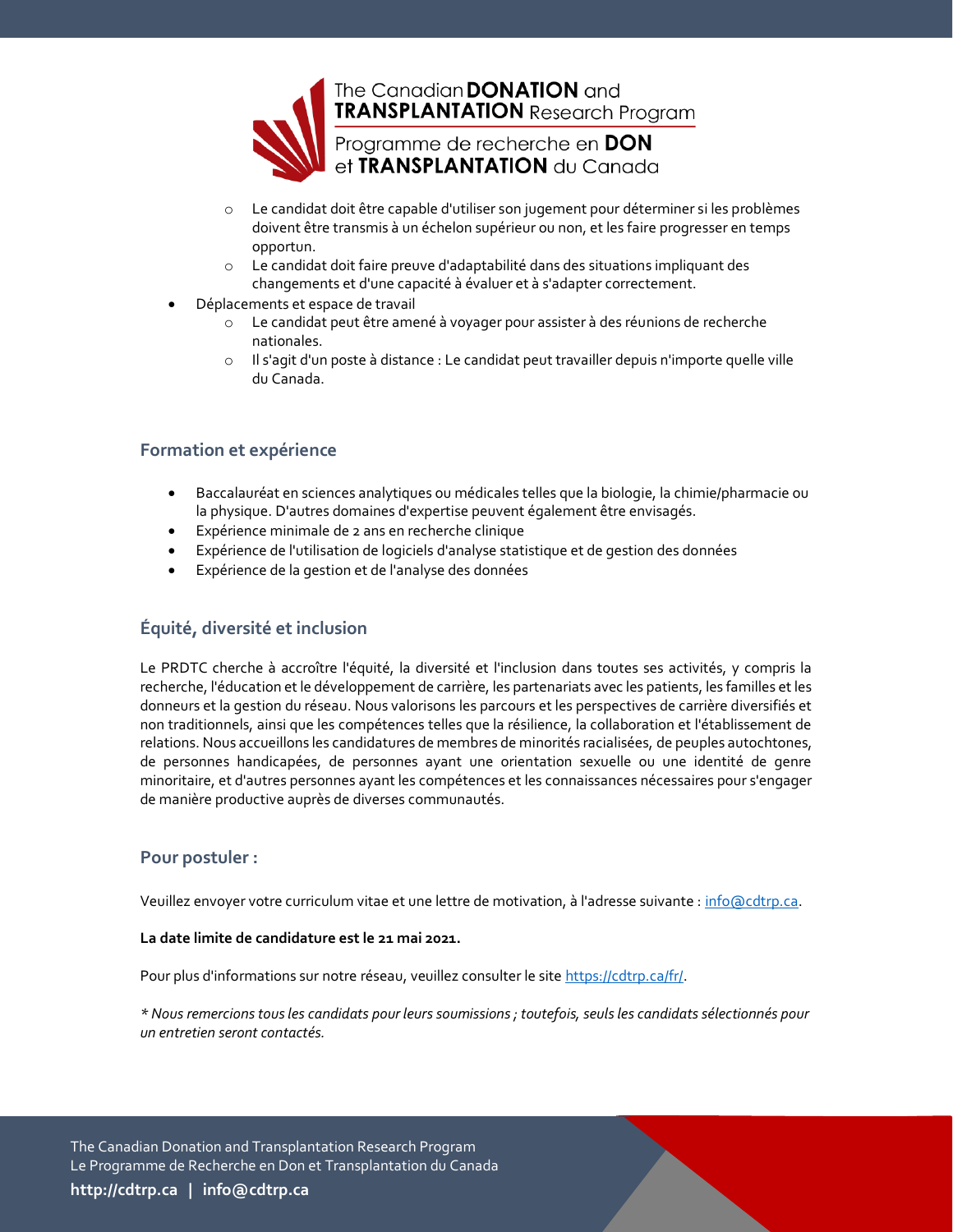- Le candidat doit être capable d'utiliser son jugement pour déterminer si les problèmes doivent être transmis à un échelon supérieur ou non, et les faire progresser en temps opportun.
    - Le candidat doit faire preuve d'adaptabilité dans des situations impliquant des changements et d'une capacité à évaluer et à s'adapter correctement.
- Déplacements et espace de travail
    - Le candidat peut être amené à voyager pour assister à des réunions de recherche nationales.
    - Il s'agit d'un poste à distance : Le candidat peut travailler depuis n'importe quelle ville du Canada.

## Formation et expérience

- Baccalauréat en sciences analytiques ou médicales telles que la biologie, la chimie/pharmacie ou la physique. D'autres domaines d'expertise peuvent également être envisagés.
- Expérience minimale de 2 ans en recherche clinique
- Expérience de l'utilisation de logiciels d'analyse statistique et de gestion des données
- Expérience de la gestion et de l'analyse des données

## Équité, diversité et inclusion

Le PRDTC cherche à accroître l'équité, la diversité et l'inclusion dans toutes ses activités, y compris la recherche, l'éducation et le développement de carrière, les partenariats avec les patients, les familles et les donneurs et la gestion du réseau. Nous valorisons les parcours et les perspectives de carrière diversifiés et non traditionnels, ainsi que les compétences telles que la résilience, la collaboration et l'établissement de relations. Nous accueillons les candidatures de membres de minorités racialisées, de peuples autochtones, de personnes handicapées, de personnes ayant une orientation sexuelle ou une identité de genre minoritaire, et d'autres personnes ayant les compétences et les connaissances nécessaires pour s'engager de manière productive auprès de diverses communautés.

## Pour postuler :

Veuillez envoyer votre curriculum vitae et une lettre de motivation, à l'adresse suivante : info@cdtrp.ca.

**La date limite de candidature est le 21 mai 2021.**

Pour plus d'informations sur notre réseau, veuillez consulter le site https://cdtrp.ca/fr/.

*\* Nous remercions tous les candidats pour leurs soumissions ; toutefois, seuls les candidats sélectionnés pour un entretien seront contactés.*